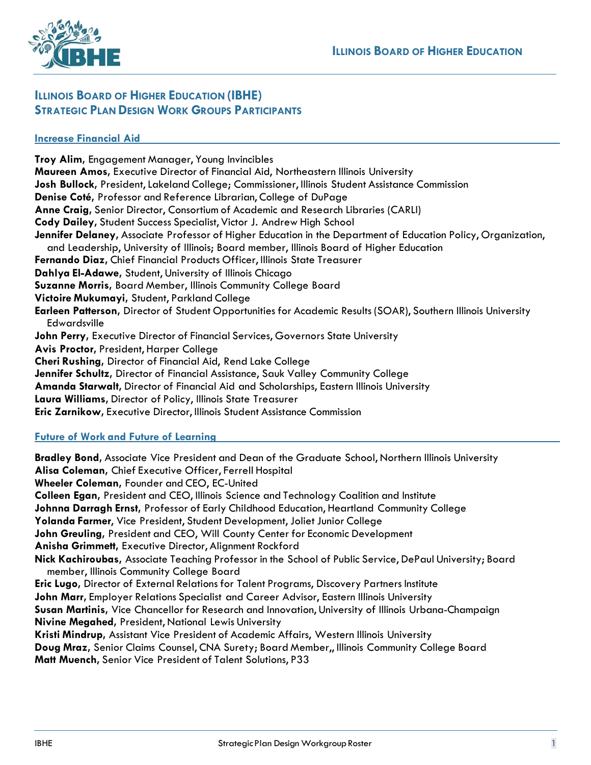# Illinois Board of Higher Education (IBHE)
# Strategic Plan Design Work Groups Participants

## Increase Financial Aid

**Troy Alim**, Engagement Manager, Young Invincibles
**Maureen Amos**, Executive Director of Financial Aid, Northeastern Illinois University
**Josh Bullock**, President, Lakeland College; Commissioner, Illinois Student Assistance Commission
**Denise Coté**, Professor and Reference Librarian, College of DuPage
**Anne Craig**, Senior Director, Consortium of Academic and Research Libraries (CARLI)
**Cody Dailey**, Student Success Specialist, Victor J. Andrew High School
**Jennifer Delaney**, Associate Professor of Higher Education in the Department of Education Policy, Organization, and Leadership, University of Illinois; Board member, Illinois Board of Higher Education
**Fernando Diaz**, Chief Financial Products Officer, Illinois State Treasurer
**Dahlya El-Adawe**, Student, University of Illinois Chicago
**Suzanne Morris**, Board Member, Illinois Community College Board
**Victoire Mukumayi**, Student, Parkland College
**Earleen Patterson**, Director of Student Opportunities for Academic Results (SOAR), Southern Illinois University Edwardsville
**John Perry**, Executive Director of Financial Services, Governors State University
**Avis Proctor**, President, Harper College
**Cheri Rushing**, Director of Financial Aid, Rend Lake College
**Jennifer Schultz**, Director of Financial Assistance, Sauk Valley Community College
**Amanda Starwalt**, Director of Financial Aid and Scholarships, Eastern Illinois University
**Laura Williams**, Director of Policy, Illinois State Treasurer
**Eric Zarnikow**, Executive Director, Illinois Student Assistance Commission

## Future of Work and Future of Learning

**Bradley Bond**, Associate Vice President and Dean of the Graduate School, Northern Illinois University
**Alisa Coleman**, Chief Executive Officer, Ferrell Hospital
**Wheeler Coleman**, Founder and CEO, EC-United
**Colleen Egan**, President and CEO, Illinois Science and Technology Coalition and Institute
**Johnna Darragh Ernst**, Professor of Early Childhood Education, Heartland Community College
**Yolanda Farmer**, Vice President, Student Development, Joliet Junior College
**John Greuling**, President and CEO, Will County Center for Economic Development
**Anisha Grimmett**, Executive Director, Alignment Rockford
**Nick Kachiroubas**, Associate Teaching Professor in the School of Public Service, DePaul University; Board member, Illinois Community College Board
**Eric Lugo**, Director of External Relations for Talent Programs, Discovery Partners Institute
**John Marr**, Employer Relations Specialist and Career Advisor, Eastern Illinois University
**Susan Martinis**, Vice Chancellor for Research and Innovation, University of Illinois Urbana-Champaign
**Nivine Megahed**, President, National Lewis University
**Kristi Mindrup**, Assistant Vice President of Academic Affairs, Western Illinois University
**Doug Mraz**, Senior Claims Counsel, CNA Surety; Board Member,, Illinois Community College Board
**Matt Muench**, Senior Vice President of Talent Solutions, P33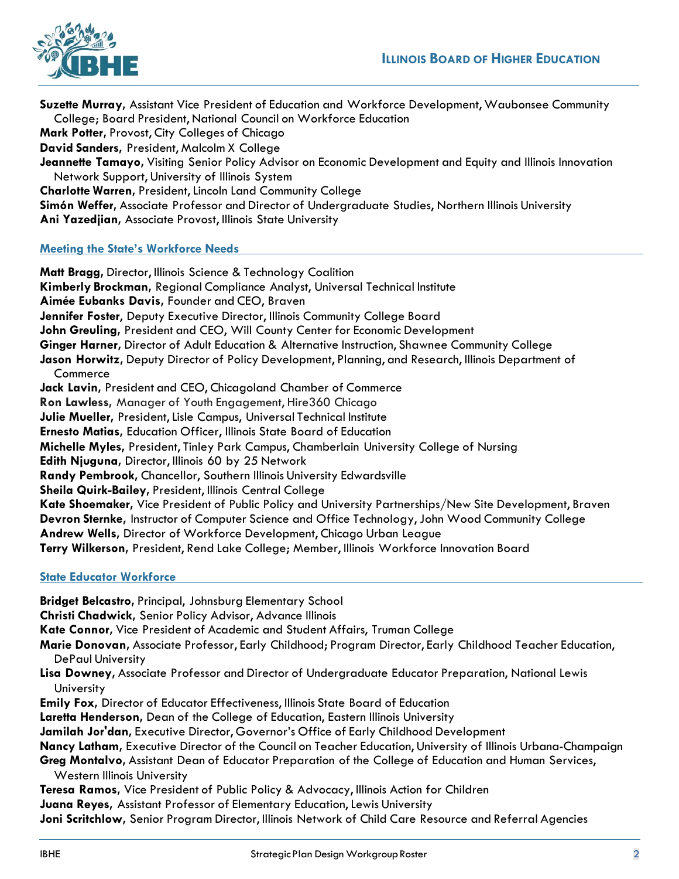**Suzette Murray,** Assistant Vice President of Education and Workforce Development, Waubonsee Community College; Board President, National Council on Workforce Education
**Mark Potter,** Provost, City Colleges of Chicago
**David Sanders,** President, Malcolm X College
**Jeannette Tamayo,** Visiting Senior Policy Advisor on Economic Development and Equity and Illinois Innovation Network Support, University of Illinois System
**Charlotte Warren,** President, Lincoln Land Community College
**Simón Weffer,** Associate Professor and Director of Undergraduate Studies, Northern Illinois University
**Ani Yazedjian,** Associate Provost, Illinois State University

## Meeting the State's Workforce Needs

**Matt Bragg,** Director, Illinois Science & Technology Coalition
**Kimberly Brockman,** Regional Compliance Analyst, Universal Technical Institute
**Aimée Eubanks Davis,** Founder and CEO, Braven
**Jennifer Foster,** Deputy Executive Director, Illinois Community College Board
**John Greuling,** President and CEO, Will County Center for Economic Development
**Ginger Harner,** Director of Adult Education & Alternative Instruction, Shawnee Community College
**Jason Horwitz,** Deputy Director of Policy Development, Planning, and Research, Illinois Department of Commerce
**Jack Lavin,** President and CEO, Chicagoland Chamber of Commerce
**Ron Lawless,** Manager of Youth Engagement, Hire360 Chicago
**Julie Mueller,** President, Lisle Campus, Universal Technical Institute
**Ernesto Matias,** Education Officer, Illinois State Board of Education
**Michelle Myles,** President, Tinley Park Campus, Chamberlain University College of Nursing
**Edith Njuguna,** Director, Illinois 60 by 25 Network
**Randy Pembrook,** Chancellor, Southern Illinois University Edwardsville
**Sheila Quirk-Bailey,** President, Illinois Central College
**Kate Shoemaker,** Vice President of Public Policy and University Partnerships/New Site Development, Braven
**Devron Sternke,** Instructor of Computer Science and Office Technology, John Wood Community College
**Andrew Wells,** Director of Workforce Development, Chicago Urban League
**Terry Wilkerson,** President, Rend Lake College; Member, Illinois Workforce Innovation Board

## State Educator Workforce

**Bridget Belcastro,** Principal, Johnsburg Elementary School
**Christi Chadwick,** Senior Policy Advisor, Advance Illinois
**Kate Connor,** Vice President of Academic and Student Affairs, Truman College
**Marie Donovan,** Associate Professor, Early Childhood; Program Director, Early Childhood Teacher Education, DePaul University
**Lisa Downey,** Associate Professor and Director of Undergraduate Educator Preparation, National Lewis University
**Emily Fox,** Director of Educator Effectiveness, Illinois State Board of Education
**Laretta Henderson,** Dean of the College of Education, Eastern Illinois University
**Jamilah Jor'dan,** Executive Director, Governor's Office of Early Childhood Development
**Nancy Latham,** Executive Director of the Council on Teacher Education, University of Illinois Urbana-Champaign
**Greg Montalvo,** Assistant Dean of Educator Preparation of the College of Education and Human Services, Western Illinois University
**Teresa Ramos,** Vice President of Public Policy & Advocacy, Illinois Action for Children
**Juana Reyes,** Assistant Professor of Elementary Education, Lewis University
**Joni Scritchlow,** Senior Program Director, Illinois Network of Child Care Resource and Referral Agencies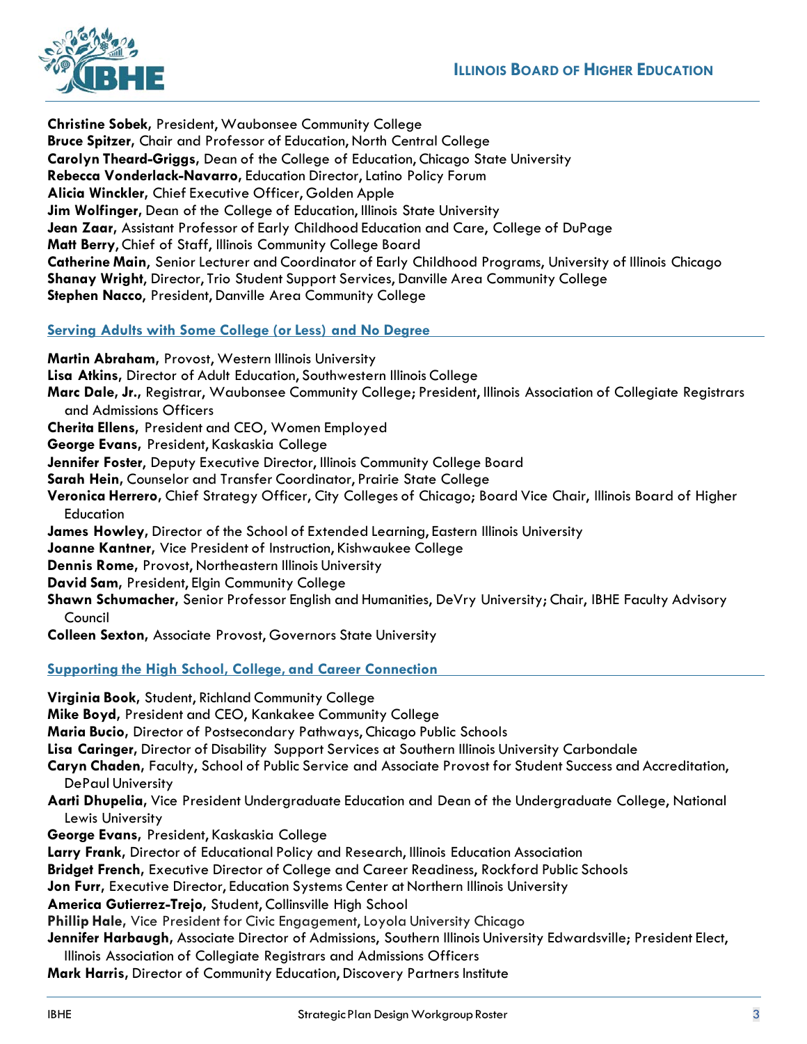**Christine Sobek**, President, Waubonsee Community College
**Bruce Spitzer**, Chair and Professor of Education, North Central College
**Carolyn Theard-Griggs**, Dean of the College of Education, Chicago State University
**Rebecca Vonderlack-Navarro**, Education Director, Latino Policy Forum
**Alicia Winckler**, Chief Executive Officer, Golden Apple
**Jim Wolfinger**, Dean of the College of Education, Illinois State University
**Jean Zaar**, Assistant Professor of Early Childhood Education and Care, College of DuPage
**Matt Berry**, Chief of Staff, Illinois Community College Board
**Catherine Main**, Senior Lecturer and Coordinator of Early Childhood Programs, University of Illinois Chicago
**Shanay Wright**, Director, Trio Student Support Services, Danville Area Community College
**Stephen Nacco**, President, Danville Area Community College

## Serving Adults with Some College (or Less) and No Degree

**Martin Abraham**, Provost, Western Illinois University
**Lisa Atkins**, Director of Adult Education, Southwestern Illinois College
**Marc Dale, Jr.**, Registrar, Waubonsee Community College; President, Illinois Association of Collegiate Registrars and Admissions Officers
**Cherita Ellens**, President and CEO, Women Employed
**George Evans**, President, Kaskaskia College
**Jennifer Foster**, Deputy Executive Director, Illinois Community College Board
**Sarah Hein**, Counselor and Transfer Coordinator, Prairie State College
**Veronica Herrero**, Chief Strategy Officer, City Colleges of Chicago; Board Vice Chair, Illinois Board of Higher Education
**James Howley**, Director of the School of Extended Learning, Eastern Illinois University
**Joanne Kantner**, Vice President of Instruction, Kishwaukee College
**Dennis Rome**, Provost, Northeastern Illinois University
**David Sam**, President, Elgin Community College
**Shawn Schumacher**, Senior Professor English and Humanities, DeVry University; Chair, IBHE Faculty Advisory Council
**Colleen Sexton**, Associate Provost, Governors State University

## Supporting the High School, College, and Career Connection

**Virginia Book**, Student, Richland Community College
**Mike Boyd**, President and CEO, Kankakee Community College
**Maria Bucio**, Director of Postsecondary Pathways, Chicago Public Schools
**Lisa Caringer**, Director of Disability Support Services at Southern Illinois University Carbondale
**Caryn Chaden**, Faculty, School of Public Service and Associate Provost for Student Success and Accreditation, DePaul University
**Aarti Dhupelia**, Vice President Undergraduate Education and Dean of the Undergraduate College, National Lewis University
**George Evans**, President, Kaskaskia College
**Larry Frank**, Director of Educational Policy and Research, Illinois Education Association
**Bridget French**, Executive Director of College and Career Readiness, Rockford Public Schools
**Jon Furr**, Executive Director, Education Systems Center at Northern Illinois University
**America Gutierrez-Trejo**, Student, Collinsville High School
**Phillip Hale**, Vice President for Civic Engagement, Loyola University Chicago
**Jennifer Harbaugh**, Associate Director of Admissions, Southern Illinois University Edwardsville; President Elect, Illinois Association of Collegiate Registrars and Admissions Officers
**Mark Harris**, Director of Community Education, Discovery Partners Institute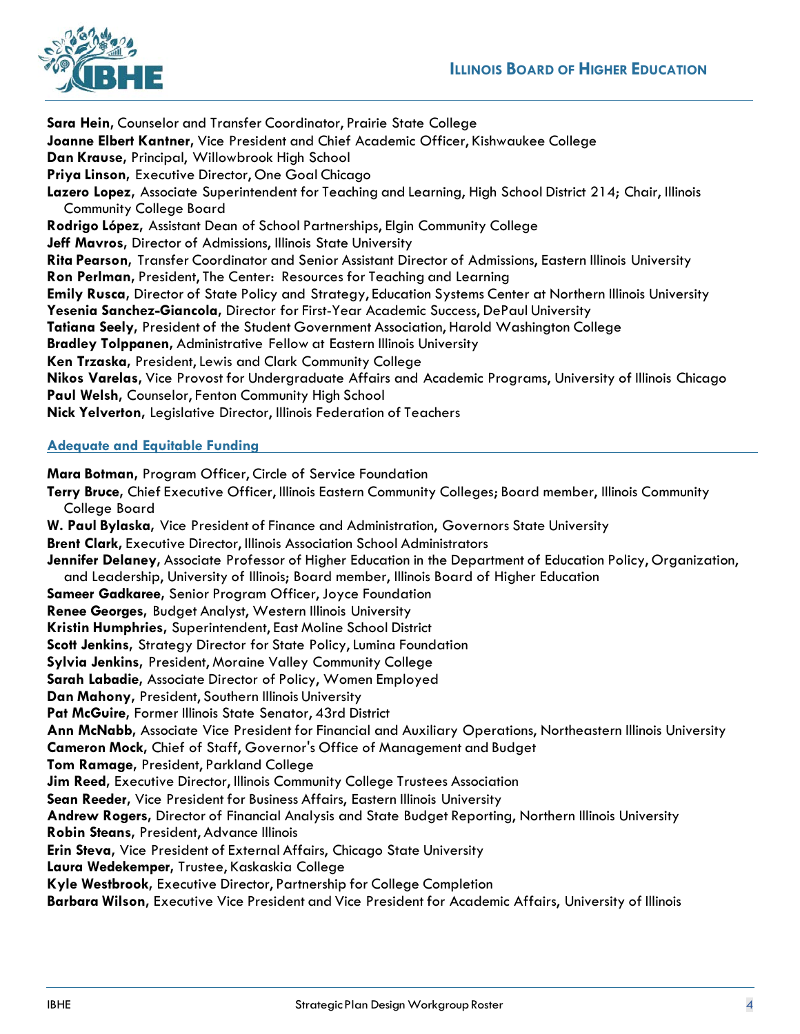**Sara Hein**, Counselor and Transfer Coordinator, Prairie State College
**Joanne Elbert Kantner**, Vice President and Chief Academic Officer, Kishwaukee College
**Dan Krause**, Principal, Willowbrook High School
**Priya Linson**, Executive Director, One Goal Chicago
**Lazero Lopez**, Associate Superintendent for Teaching and Learning, High School District 214; Chair, Illinois Community College Board
**Rodrigo López**, Assistant Dean of School Partnerships, Elgin Community College
**Jeff Mavros**, Director of Admissions, Illinois State University
**Rita Pearson**, Transfer Coordinator and Senior Assistant Director of Admissions, Eastern Illinois University
**Ron Perlman**, President, The Center: Resources for Teaching and Learning
**Emily Rusca**, Director of State Policy and Strategy, Education Systems Center at Northern Illinois University
**Yesenia Sanchez-Giancola**, Director for First-Year Academic Success, DePaul University
**Tatiana Seely**, President of the Student Government Association, Harold Washington College
**Bradley Tolppanen**, Administrative Fellow at Eastern Illinois University
**Ken Trzaska**, President, Lewis and Clark Community College
**Nikos Varelas**, Vice Provost for Undergraduate Affairs and Academic Programs, University of Illinois Chicago
**Paul Welsh**, Counselor, Fenton Community High School
**Nick Yelverton**, Legislative Director, Illinois Federation of Teachers

## Adequate and Equitable Funding

**Mara Botman**, Program Officer, Circle of Service Foundation
**Terry Bruce**, Chief Executive Officer, Illinois Eastern Community Colleges; Board member, Illinois Community College Board
**W. Paul Bylaska**, Vice President of Finance and Administration, Governors State University
**Brent Clark**, Executive Director, Illinois Association School Administrators
**Jennifer Delaney**, Associate Professor of Higher Education in the Department of Education Policy, Organization, and Leadership, University of Illinois; Board member, Illinois Board of Higher Education
**Sameer Gadkaree**, Senior Program Officer, Joyce Foundation
**Renee Georges**, Budget Analyst, Western Illinois University
**Kristin Humphries**, Superintendent, East Moline School District
**Scott Jenkins**, Strategy Director for State Policy, Lumina Foundation
**Sylvia Jenkins**, President, Moraine Valley Community College
**Sarah Labadie**, Associate Director of Policy, Women Employed
**Dan Mahony**, President, Southern Illinois University
**Pat McGuire**, Former Illinois State Senator, 43rd District
**Ann McNabb**, Associate Vice President for Financial and Auxiliary Operations, Northeastern Illinois University
**Cameron Mock**, Chief of Staff, Governor's Office of Management and Budget
**Tom Ramage**, President, Parkland College
**Jim Reed**, Executive Director, Illinois Community College Trustees Association
**Sean Reeder**, Vice President for Business Affairs, Eastern Illinois University
**Andrew Rogers**, Director of Financial Analysis and State Budget Reporting, Northern Illinois University
**Robin Steans**, President, Advance Illinois
**Erin Steva**, Vice President of External Affairs, Chicago State University
**Laura Wedekemper**, Trustee, Kaskaskia College
**Kyle Westbrook**, Executive Director, Partnership for College Completion
**Barbara Wilson**, Executive Vice President and Vice President for Academic Affairs, University of Illinois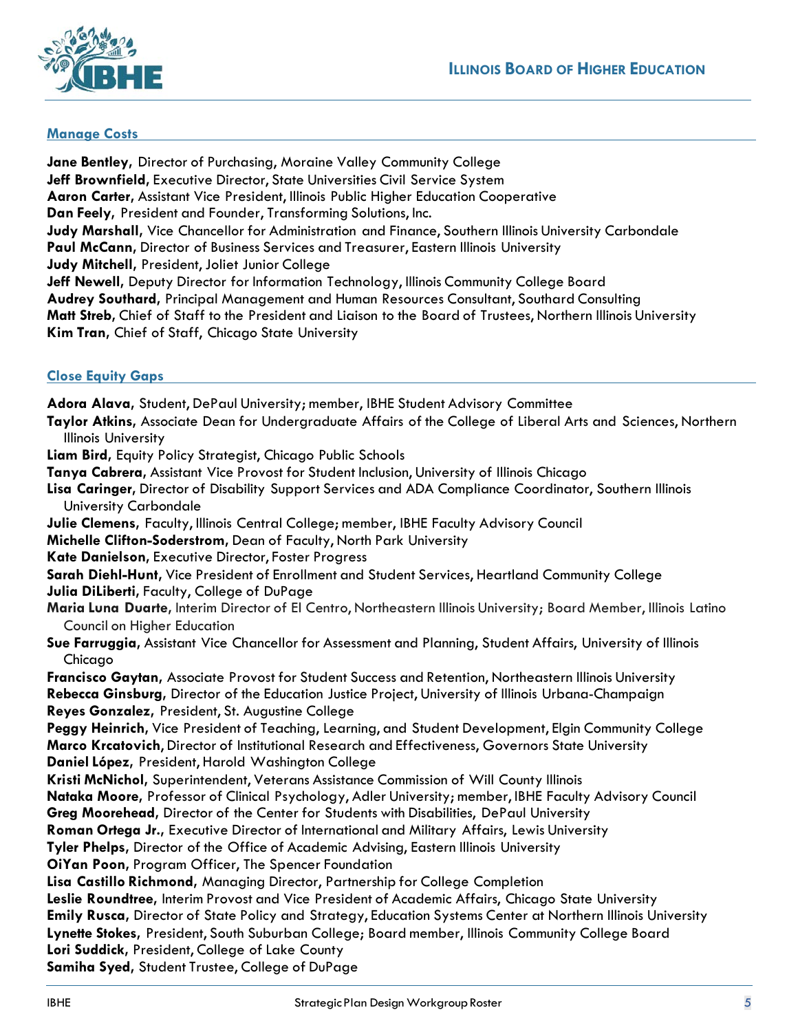## Manage Costs

**Jane Bentley**, Director of Purchasing, Moraine Valley Community College
**Jeff Brownfield**, Executive Director, State Universities Civil Service System
**Aaron Carter**, Assistant Vice President, Illinois Public Higher Education Cooperative
**Dan Feely**, President and Founder, Transforming Solutions, Inc.
**Judy Marshall**, Vice Chancellor for Administration and Finance, Southern Illinois University Carbondale
**Paul McCann**, Director of Business Services and Treasurer, Eastern Illinois University
**Judy Mitchell**, President, Joliet Junior College
**Jeff Newell**, Deputy Director for Information Technology, Illinois Community College Board
**Audrey Southard**, Principal Management and Human Resources Consultant, Southard Consulting
**Matt Streb**, Chief of Staff to the President and Liaison to the Board of Trustees, Northern Illinois University
**Kim Tran**, Chief of Staff, Chicago State University

## Close Equity Gaps

**Adora Alava**, Student, DePaul University; member, IBHE Student Advisory Committee
**Taylor Atkins**, Associate Dean for Undergraduate Affairs of the College of Liberal Arts and Sciences, Northern Illinois University
**Liam Bird**, Equity Policy Strategist, Chicago Public Schools
**Tanya Cabrera**, Assistant Vice Provost for Student Inclusion, University of Illinois Chicago
**Lisa Caringer**, Director of Disability Support Services and ADA Compliance Coordinator, Southern Illinois University Carbondale
**Julie Clemens**, Faculty, Illinois Central College; member, IBHE Faculty Advisory Council
**Michelle Clifton-Soderstrom**, Dean of Faculty, North Park University
**Kate Danielson**, Executive Director, Foster Progress
**Sarah Diehl-Hunt**, Vice President of Enrollment and Student Services, Heartland Community College
**Julia DiLiberti**, Faculty, College of DuPage
**Maria Luna Duarte**, Interim Director of El Centro, Northeastern Illinois University; Board Member, Illinois Latino Council on Higher Education
**Sue Farruggia**, Assistant Vice Chancellor for Assessment and Planning, Student Affairs, University of Illinois Chicago
**Francisco Gaytan**, Associate Provost for Student Success and Retention, Northeastern Illinois University
**Rebecca Ginsburg**, Director of the Education Justice Project, University of Illinois Urbana-Champaign
**Reyes Gonzalez**, President, St. Augustine College
**Peggy Heinrich**, Vice President of Teaching, Learning, and Student Development, Elgin Community College
**Marco Krcatovich**, Director of Institutional Research and Effectiveness, Governors State University
**Daniel López**, President, Harold Washington College
**Kristi McNichol**, Superintendent, Veterans Assistance Commission of Will County Illinois
**Nataka Moore**, Professor of Clinical Psychology, Adler University; member, IBHE Faculty Advisory Council
**Greg Moorehead**, Director of the Center for Students with Disabilities, DePaul University
**Roman Ortega Jr.**, Executive Director of International and Military Affairs, Lewis University
**Tyler Phelps**, Director of the Office of Academic Advising, Eastern Illinois University
**OiYan Poon**, Program Officer, The Spencer Foundation
**Lisa Castillo Richmond**, Managing Director, Partnership for College Completion
**Leslie Roundtree**, Interim Provost and Vice President of Academic Affairs, Chicago State University
**Emily Rusca**, Director of State Policy and Strategy, Education Systems Center at Northern Illinois University
**Lynette Stokes**, President, South Suburban College; Board member, Illinois Community College Board
**Lori Suddick**, President, College of Lake County
**Samiha Syed**, Student Trustee, College of DuPage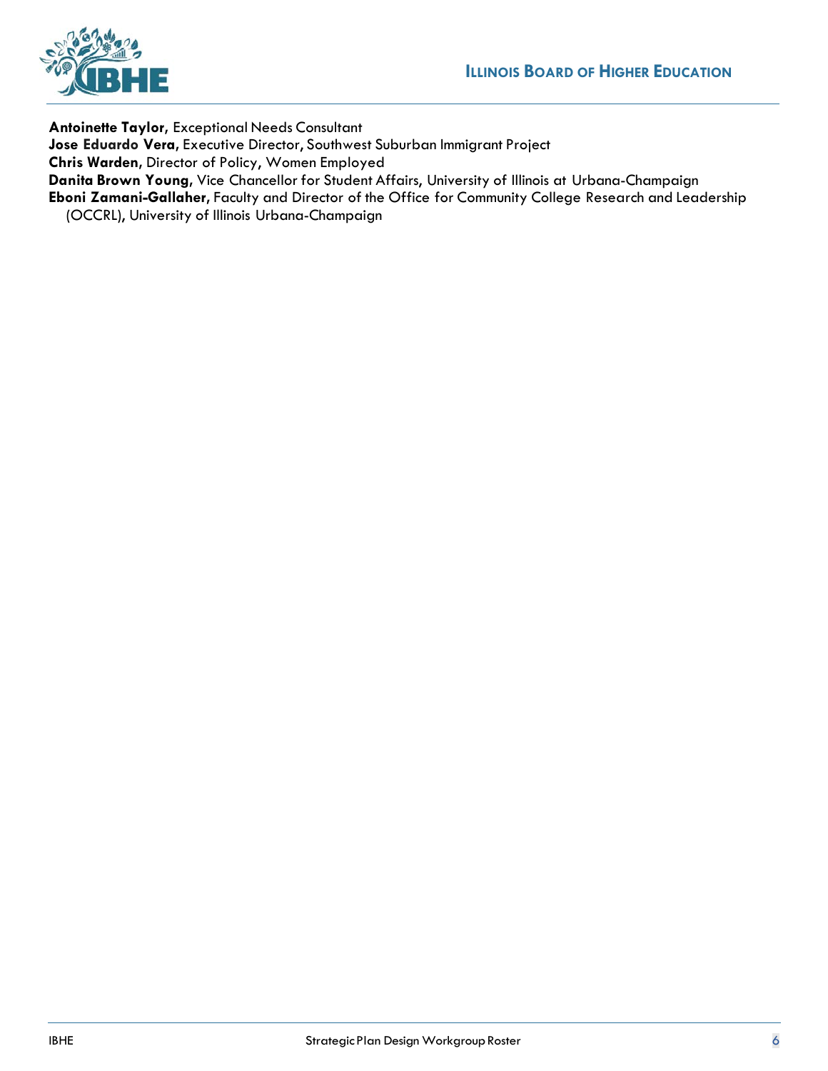**Antoinette Taylor,** Exceptional Needs Consultant
**Jose Eduardo Vera,** Executive Director, Southwest Suburban Immigrant Project
**Chris Warden,** Director of Policy, Women Employed
**Danita Brown Young,** Vice Chancellor for Student Affairs, University of Illinois at Urbana-Champaign
**Eboni Zamani-Gallaher,** Faculty and Director of the Office for Community College Research and Leadership (OCCRL), University of Illinois Urbana-Champaign